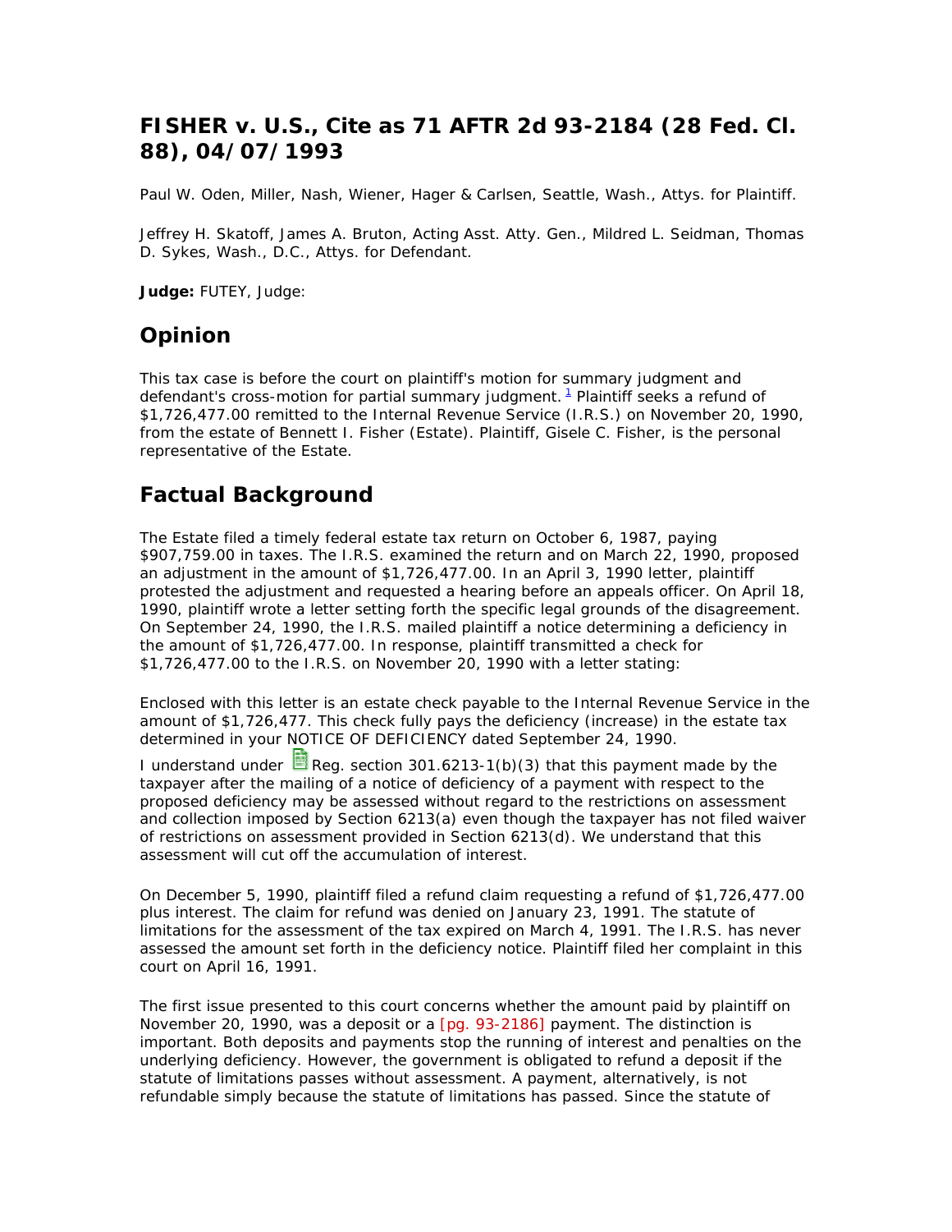# FISHER v. U.S., Cite as 71 AFTR 2d 93-2184 (28 Fed. Cl. 88), 04/07/1993

Paul W. Oden, Miller, Nash, Wiener, Hager & Carlsen, Seattle, Wash., Attys. for Plaintiff.

Jeffrey H. Skatoff, James A. Bruton, Acting Asst. Atty. Gen., Mildred L. Seidman, Thomas D. Sykes, Wash., D.C., Attys. for Defendant.

**Judge:** FUTEY, Judge:

## Opinion

This tax case is before the court on plaintiff's motion for summary judgment and defendant's cross-motion for partial summary judgment.[1] Plaintiff seeks a refund of $1,726,477.00 remitted to the Internal Revenue Service (I.R.S.) on November 20, 1990, from the estate of Bennett I. Fisher (Estate). Plaintiff, Gisele C. Fisher, is the personal representative of the Estate.

## Factual Background

The Estate filed a timely federal estate tax return on October 6, 1987, paying $907,759.00 in taxes. The I.R.S. examined the return and on March 22, 1990, proposed an adjustment in the amount of $1,726,477.00. In an April 3, 1990 letter, plaintiff protested the adjustment and requested a hearing before an appeals officer. On April 18, 1990, plaintiff wrote a letter setting forth the specific legal grounds of the disagreement. On September 24, 1990, the I.R.S. mailed plaintiff a notice determining a deficiency in the amount of $1,726,477.00. In response, plaintiff transmitted a check for $1,726,477.00 to the I.R.S. on November 20, 1990 with a letter stating:

Enclosed with this letter is an estate check payable to the Internal Revenue Service in the amount of $1,726,477. This check fully pays the deficiency (increase) in the estate tax determined in your NOTICE OF DEFICIENCY dated September 24, 1990.

I understand under Reg. section 301.6213-1(b)(3) that this payment made by the taxpayer after the mailing of a notice of deficiency of a payment with respect to the proposed deficiency may be assessed without regard to the restrictions on assessment and collection imposed by Section 6213(a) even though the taxpayer has not filed waiver of restrictions on assessment provided in Section 6213(d). We understand that this assessment will cut off the accumulation of interest.

On December 5, 1990, plaintiff filed a refund claim requesting a refund of $1,726,477.00 plus interest. The claim for refund was denied on January 23, 1991. The statute of limitations for the assessment of the tax expired on March 4, 1991. The I.R.S. has never assessed the amount set forth in the deficiency notice. Plaintiff filed her complaint in this court on April 16, 1991.

The first issue presented to this court concerns whether the amount paid by plaintiff on November 20, 1990, was a deposit or a [pg. 93-2186] payment. The distinction is important. Both deposits and payments stop the running of interest and penalties on the underlying deficiency. However, the government is obligated to refund a deposit if the statute of limitations passes without assessment. A payment, alternatively, is not refundable simply because the statute of limitations has passed. Since the statute of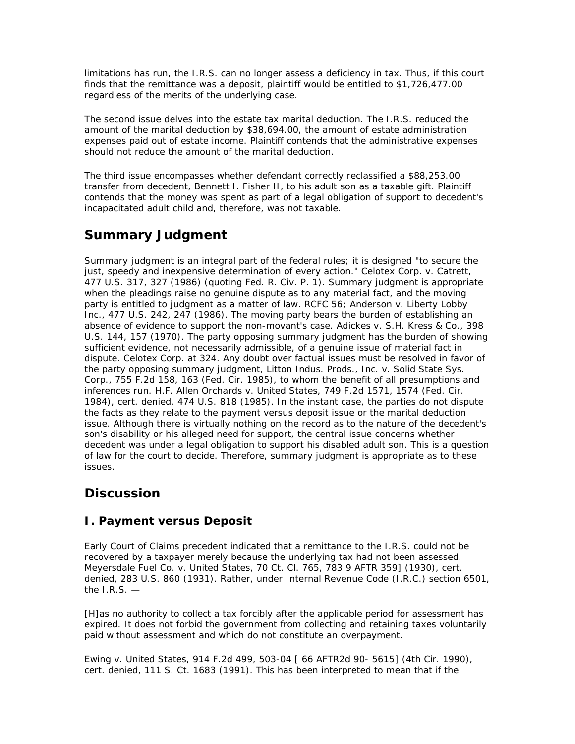limitations has run, the I.R.S. can no longer assess a deficiency in tax. Thus, if this court finds that the remittance was a deposit, plaintiff would be entitled to $1,726,477.00 regardless of the merits of the underlying case.

The second issue delves into the estate tax marital deduction. The I.R.S. reduced the amount of the marital deduction by $38,694.00, the amount of estate administration expenses paid out of estate income. Plaintiff contends that the administrative expenses should not reduce the amount of the marital deduction.

The third issue encompasses whether defendant correctly reclassified a $88,253.00 transfer from decedent, Bennett I. Fisher II, to his adult son as a taxable gift. Plaintiff contends that the money was spent as part of a legal obligation of support to decedent's incapacitated adult child and, therefore, was not taxable.

## Summary Judgment

Summary judgment is an integral part of the federal rules; it is designed "to secure the just, speedy and inexpensive determination of every action." Celotex Corp. v. Catrett, 477 U.S. 317, 327 (1986) (quoting Fed. R. Civ. P. 1). Summary judgment is appropriate when the pleadings raise no genuine dispute as to any material fact, and the moving party is entitled to judgment as a matter of law. RCFC 56; Anderson v. Liberty Lobby Inc., 477 U.S. 242, 247 (1986). The moving party bears the burden of establishing an absence of evidence to support the non-movant's case. Adickes v. S.H. Kress & Co., 398 U.S. 144, 157 (1970). The party opposing summary judgment has the burden of showing sufficient evidence, not necessarily admissible, of a genuine issue of material fact in dispute. Celotex Corp. at 324. Any doubt over factual issues must be resolved in favor of the party opposing summary judgment, Litton Indus. Prods., Inc. v. Solid State Sys. Corp., 755 F.2d 158, 163 (Fed. Cir. 1985), to whom the benefit of all presumptions and inferences run. H.F. Allen Orchards v. United States, 749 F.2d 1571, 1574 (Fed. Cir. 1984), cert. denied, 474 U.S. 818 (1985). In the instant case, the parties do not dispute the facts as they relate to the payment versus deposit issue or the marital deduction issue. Although there is virtually nothing on the record as to the nature of the decedent's son's disability or his alleged need for support, the central issue concerns whether decedent was under a legal obligation to support his disabled adult son. This is a question of law for the court to decide. Therefore, summary judgment is appropriate as to these issues.

## Discussion

### I. Payment versus Deposit

Early Court of Claims precedent indicated that a remittance to the I.R.S. could not be recovered by a taxpayer merely because the underlying tax had not been assessed. Meyersdale Fuel Co. v. United States, 70 Ct. Cl. 765, 783 9 AFTR 359] (1930), cert. denied, 283 U.S. 860 (1931). Rather, under Internal Revenue Code (I.R.C.) section 6501, the I.R.S. —

[H]as no authority to collect a tax forcibly after the applicable period for assessment has expired. It does not forbid the government from collecting and retaining taxes voluntarily paid without assessment and which do not constitute an overpayment.

Ewing v. United States, 914 F.2d 499, 503-04 [ 66 AFTR2d 90- 5615] (4th Cir. 1990), cert. denied, 111 S. Ct. 1683 (1991). This has been interpreted to mean that if the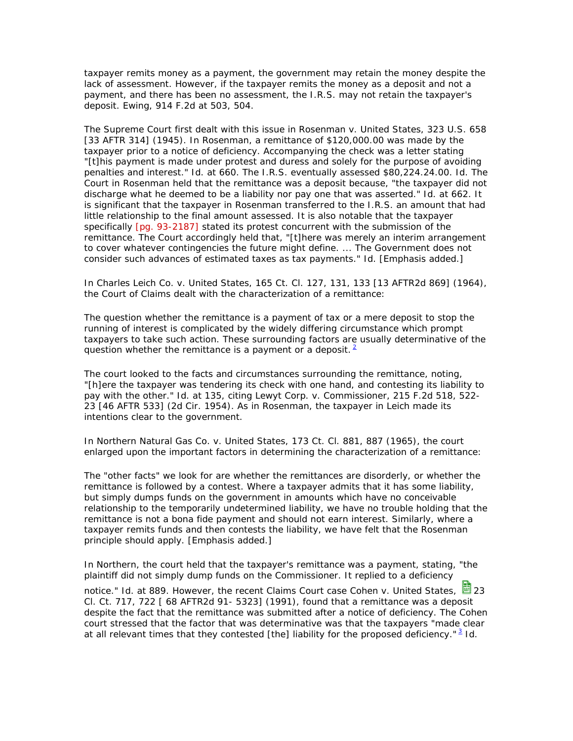taxpayer remits money as a payment, the government may retain the money despite the lack of assessment. However, if the taxpayer remits the money as a deposit and not a payment, and there has been no assessment, the I.R.S. may not retain the taxpayer's deposit. Ewing, 914 F.2d at 503, 504.

The Supreme Court first dealt with this issue in Rosenman v. United States, 323 U.S. 658 [33 AFTR 314] (1945). In Rosenman, a remittance of $120,000.00 was made by the taxpayer prior to a notice of deficiency. Accompanying the check was a letter stating "[t]his payment is made under protest and duress and solely for the purpose of avoiding penalties and interest." Id. at 660. The I.R.S. eventually assessed $80,224.24.00. Id. The Court in Rosenman held that the remittance was a deposit because, "the taxpayer did not discharge what he deemed to be a liability nor pay one that was asserted." Id. at 662. It is significant that the taxpayer in Rosenman transferred to the I.R.S. an amount that had little relationship to the final amount assessed. It is also notable that the taxpayer specifically [pg. 93-2187] stated its protest concurrent with the submission of the remittance. The Court accordingly held that, "[t]here was merely an interim arrangement to cover whatever contingencies the future might define. ... The Government does not consider such advances of estimated taxes as tax payments." Id. [Emphasis added.]

In Charles Leich Co. v. United States, 165 Ct. Cl. 127, 131, 133 [13 AFTR2d 869] (1964), the Court of Claims dealt with the characterization of a remittance:

The question whether the remittance is a payment of tax or a mere deposit to stop the running of interest is complicated by the widely differing circumstance which prompt taxpayers to take such action. These surrounding factors are usually determinative of the question whether the remittance is a payment or a deposit. [2]

The court looked to the facts and circumstances surrounding the remittance, noting, "[h]ere the taxpayer was tendering its check with one hand, and contesting its liability to pay with the other." Id. at 135, citing Lewyt Corp. v. Commissioner, 215 F.2d 518, 522-23 [46 AFTR 533] (2d Cir. 1954). As in Rosenman, the taxpayer in Leich made its intentions clear to the government.

In Northern Natural Gas Co. v. United States, 173 Ct. Cl. 881, 887 (1965), the court enlarged upon the important factors in determining the characterization of a remittance:

The "other facts" we look for are whether the remittances are disorderly, or whether the remittance is followed by a contest. Where a taxpayer admits that it has some liability, but simply dumps funds on the government in amounts which have no conceivable relationship to the temporarily undetermined liability, we have no trouble holding that the remittance is not a bona fide payment and should not earn interest. Similarly, where a taxpayer remits funds and then contests the liability, we have felt that the Rosenman principle should apply. [Emphasis added.]

In Northern, the court held that the taxpayer's remittance was a payment, stating, "the plaintiff did not simply dump funds on the Commissioner. It replied to a deficiency notice." Id. at 889. However, the recent Claims Court case Cohen v. United States, 23 Cl. Ct. 717, 722 [ 68 AFTR2d 91- 5323] (1991), found that a remittance was a deposit despite the fact that the remittance was submitted after a notice of deficiency. The Cohen court stressed that the factor that was determinative was that the taxpayers "made clear at all relevant times that they contested [the] liability for the proposed deficiency." [3] Id.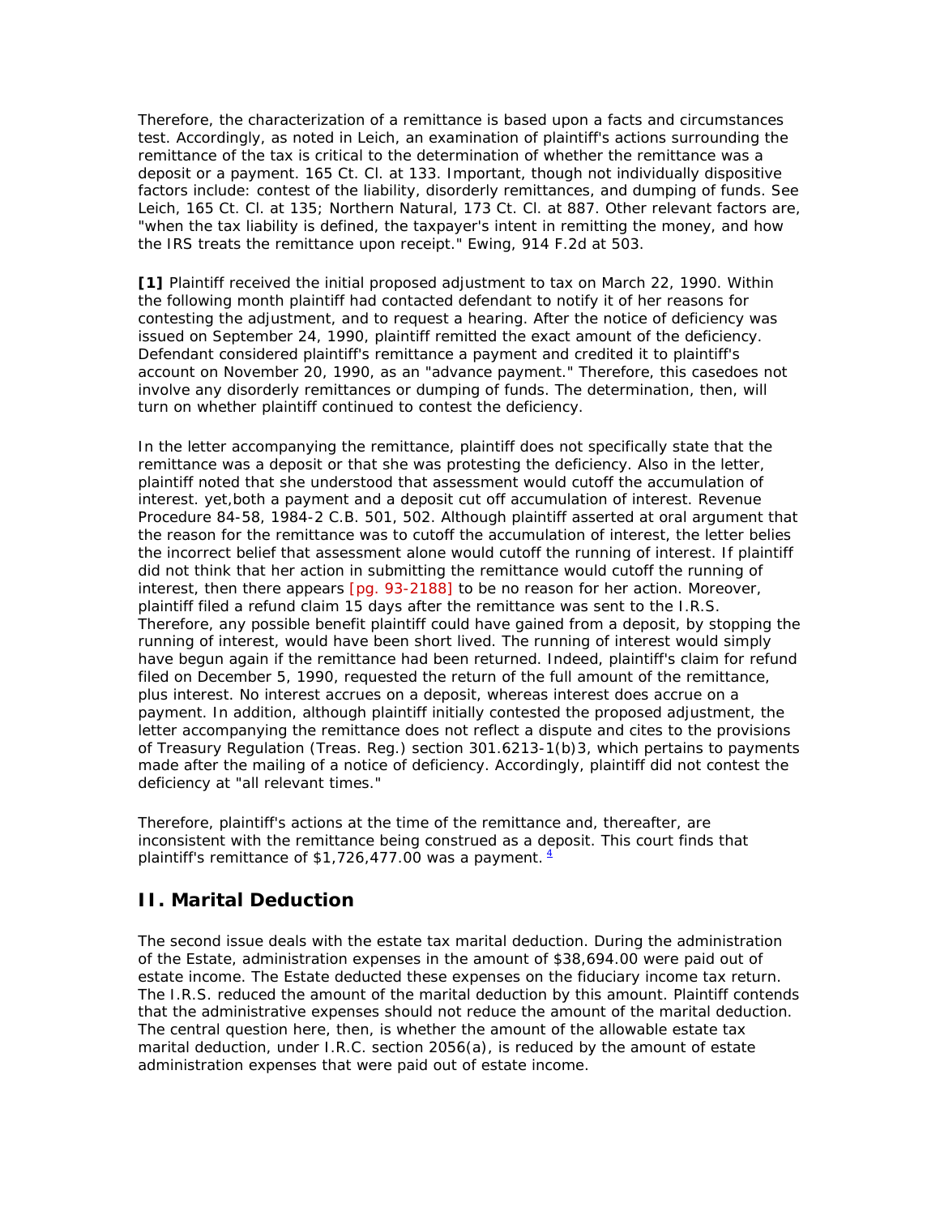Therefore, the characterization of a remittance is based upon a facts and circumstances test. Accordingly, as noted in Leich, an examination of plaintiff's actions surrounding the remittance of the tax is critical to the determination of whether the remittance was a deposit or a payment. 165 Ct. Cl. at 133. Important, though not individually dispositive factors include: contest of the liability, disorderly remittances, and dumping of funds. See Leich, 165 Ct. Cl. at 135; Northern Natural, 173 Ct. Cl. at 887. Other relevant factors are, "when the tax liability is defined, the taxpayer's intent in remitting the money, and how the IRS treats the remittance upon receipt." Ewing, 914 F.2d at 503.

**[1]** Plaintiff received the initial proposed adjustment to tax on March 22, 1990. Within the following month plaintiff had contacted defendant to notify it of her reasons for contesting the adjustment, and to request a hearing. After the notice of deficiency was issued on September 24, 1990, plaintiff remitted the exact amount of the deficiency. Defendant considered plaintiff's remittance a payment and credited it to plaintiff's account on November 20, 1990, as an "advance payment." Therefore, this casedoes not involve any disorderly remittances or dumping of funds. The determination, then, will turn on whether plaintiff continued to contest the deficiency.

In the letter accompanying the remittance, plaintiff does not specifically state that the remittance was a deposit or that she was protesting the deficiency. Also in the letter, plaintiff noted that she understood that assessment would cutoff the accumulation of interest. yet,both a payment and a deposit cut off accumulation of interest. Revenue Procedure 84-58, 1984-2 C.B. 501, 502. Although plaintiff asserted at oral argument that the reason for the remittance was to cutoff the accumulation of interest, the letter belies the incorrect belief that assessment alone would cutoff the running of interest. If plaintiff did not think that her action in submitting the remittance would cutoff the running of interest, then there appears [pg. 93-2188] to be no reason for her action. Moreover, plaintiff filed a refund claim 15 days after the remittance was sent to the I.R.S. Therefore, any possible benefit plaintiff could have gained from a deposit, by stopping the running of interest, would have been short lived. The running of interest would simply have begun again if the remittance had been returned. Indeed, plaintiff's claim for refund filed on December 5, 1990, requested the return of the full amount of the remittance, plus interest. No interest accrues on a deposit, whereas interest does accrue on a payment. In addition, although plaintiff initially contested the proposed adjustment, the letter accompanying the remittance does not reflect a dispute and cites to the provisions of Treasury Regulation (Treas. Reg.) section 301.6213-1(b)3, which pertains to payments made after the mailing of a notice of deficiency. Accordingly, plaintiff did not contest the deficiency at "all relevant times."

Therefore, plaintiff's actions at the time of the remittance and, thereafter, are inconsistent with the remittance being construed as a deposit. This court finds that plaintiff's remittance of $1,726,477.00 was a payment. [4]

## II. Marital Deduction

The second issue deals with the estate tax marital deduction. During the administration of the Estate, administration expenses in the amount of $38,694.00 were paid out of estate income. The Estate deducted these expenses on the fiduciary income tax return. The I.R.S. reduced the amount of the marital deduction by this amount. Plaintiff contends that the administrative expenses should not reduce the amount of the marital deduction. The central question here, then, is whether the amount of the allowable estate tax marital deduction, under I.R.C. section 2056(a), is reduced by the amount of estate administration expenses that were paid out of estate income.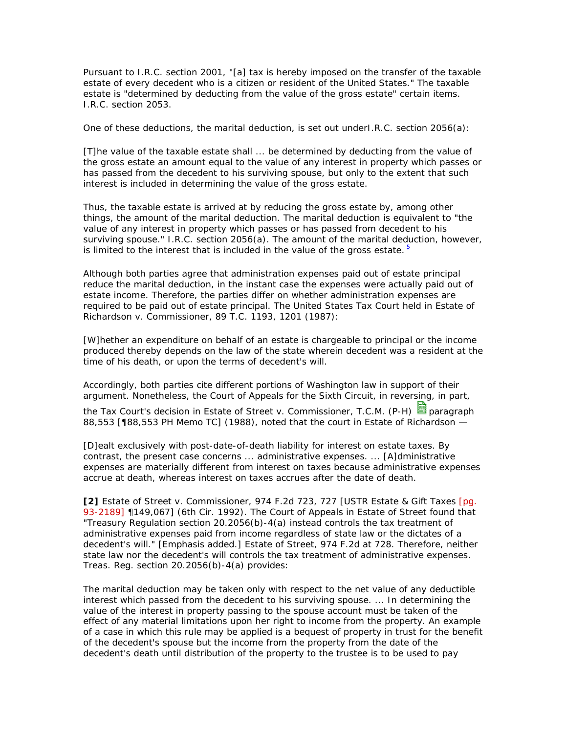Pursuant to I.R.C. section 2001, "[a] tax is hereby imposed on the transfer of the taxable estate of every decedent who is a citizen or resident of the United States." The taxable estate is "determined by deducting from the value of the gross estate" certain items. I.R.C. section 2053.

One of these deductions, the marital deduction, is set out underI.R.C. section 2056(a):

[T]he value of the taxable estate shall ... be determined by deducting from the value of the gross estate an amount equal to the value of any interest in property which passes or has passed from the decedent to his surviving spouse, but only to the extent that such interest is included in determining the value of the gross estate.

Thus, the taxable estate is arrived at by reducing the gross estate by, among other things, the amount of the marital deduction. The marital deduction is equivalent to "the value of any interest in property which passes or has passed from decedent to his surviving spouse." I.R.C. section 2056(a). The amount of the marital deduction, however, is limited to the interest that is included in the value of the gross estate. [5]

Although both parties agree that administration expenses paid out of estate principal reduce the marital deduction, in the instant case the expenses were actually paid out of estate income. Therefore, the parties differ on whether administration expenses are required to be paid out of estate principal. The United States Tax Court held in Estate of Richardson v. Commissioner, 89 T.C. 1193, 1201 (1987):

[W]hether an expenditure on behalf of an estate is chargeable to principal or the income produced thereby depends on the law of the state wherein decedent was a resident at the time of his death, or upon the terms of decedent's will.

Accordingly, both parties cite different portions of Washington law in support of their argument. Nonetheless, the Court of Appeals for the Sixth Circuit, in reversing, in part, the Tax Court's decision in Estate of Street v. Commissioner, T.C.M. (P-H) paragraph 88,553 [¶88,553 PH Memo TC] (1988), noted that the court in Estate of Richardson —

[D]ealt exclusively with post-date-of-death liability for interest on estate taxes. By contrast, the present case concerns ... administrative expenses. ... [A]dministrative expenses are materially different from interest on taxes because administrative expenses accrue at death, whereas interest on taxes accrues after the date of death.

**[2]** Estate of Street v. Commissioner, 974 F.2d 723, 727 [USTR Estate & Gift Taxes [pg. 93-2189] ¶149,067] (6th Cir. 1992). The Court of Appeals in Estate of Street found that "Treasury Regulation section 20.2056(b)-4(a) instead controls the tax treatment of administrative expenses paid from income regardless of state law or the dictates of a decedent's will." [Emphasis added.] Estate of Street, 974 F.2d at 728. Therefore, neither state law nor the decedent's will controls the tax treatment of administrative expenses. Treas. Reg. section 20.2056(b)-4(a) provides:

The marital deduction may be taken only with respect to the net value of any deductible interest which passed from the decedent to his surviving spouse. ... In determining the value of the interest in property passing to the spouse account must be taken of the effect of any material limitations upon her right to income from the property. An example of a case in which this rule may be applied is a bequest of property in trust for the benefit of the decedent's spouse but the income from the property from the date of the decedent's death until distribution of the property to the trustee is to be used to pay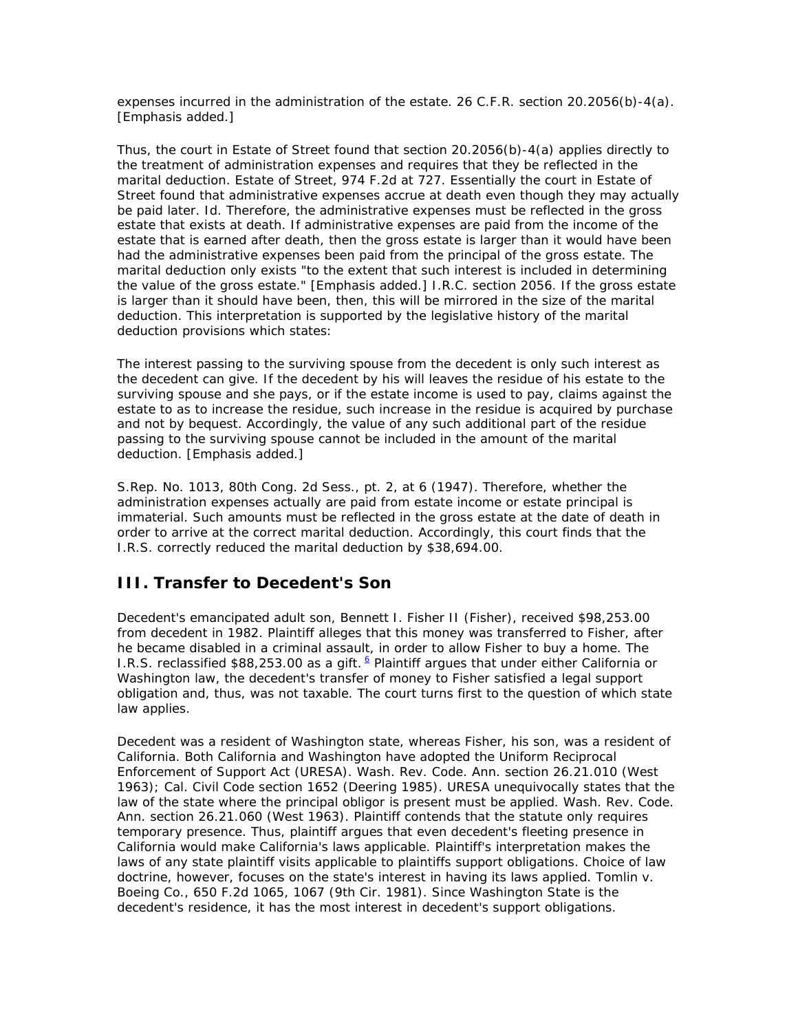expenses incurred in the administration of the estate. 26 C.F.R. section 20.2056(b)-4(a). [Emphasis added.]

Thus, the court in Estate of Street found that section 20.2056(b)-4(a) applies directly to the treatment of administration expenses and requires that they be reflected in the marital deduction. Estate of Street, 974 F.2d at 727. Essentially the court in Estate of Street found that administrative expenses accrue at death even though they may actually be paid later. Id. Therefore, the administrative expenses must be reflected in the gross estate that exists at death. If administrative expenses are paid from the income of the estate that is earned after death, then the gross estate is larger than it would have been had the administrative expenses been paid from the principal of the gross estate. The marital deduction only exists "to the extent that such interest is included in determining the value of the gross estate." [Emphasis added.] I.R.C. section 2056. If the gross estate is larger than it should have been, then, this will be mirrored in the size of the marital deduction. This interpretation is supported by the legislative history of the marital deduction provisions which states:

The interest passing to the surviving spouse from the decedent is only such interest as the decedent can give. If the decedent by his will leaves the residue of his estate to the surviving spouse and she pays, or if the estate income is used to pay, claims against the estate to as to increase the residue, such increase in the residue is acquired by purchase and not by bequest. Accordingly, the value of any such additional part of the residue passing to the surviving spouse cannot be included in the amount of the marital deduction. [Emphasis added.]

S.Rep. No. 1013, 80th Cong. 2d Sess., pt. 2, at 6 (1947). Therefore, whether the administration expenses actually are paid from estate income or estate principal is immaterial. Such amounts must be reflected in the gross estate at the date of death in order to arrive at the correct marital deduction. Accordingly, this court finds that the I.R.S. correctly reduced the marital deduction by $38,694.00.

## III. Transfer to Decedent's Son

Decedent's emancipated adult son, Bennett I. Fisher II (Fisher), received $98,253.00 from decedent in 1982. Plaintiff alleges that this money was transferred to Fisher, after he became disabled in a criminal assault, in order to allow Fisher to buy a home. The I.R.S. reclassified $88,253.00 as a gift.[6] Plaintiff argues that under either California or Washington law, the decedent's transfer of money to Fisher satisfied a legal support obligation and, thus, was not taxable. The court turns first to the question of which state law applies.

Decedent was a resident of Washington state, whereas Fisher, his son, was a resident of California. Both California and Washington have adopted the Uniform Reciprocal Enforcement of Support Act (URESA). Wash. Rev. Code. Ann. section 26.21.010 (West 1963); Cal. Civil Code section 1652 (Deering 1985). URESA unequivocally states that the law of the state where the principal obligor is present must be applied. Wash. Rev. Code. Ann. section 26.21.060 (West 1963). Plaintiff contends that the statute only requires temporary presence. Thus, plaintiff argues that even decedent's fleeting presence in California would make California's laws applicable. Plaintiff's interpretation makes the laws of any state plaintiff visits applicable to plaintiffs support obligations. Choice of law doctrine, however, focuses on the state's interest in having its laws applied. Tomlin v. Boeing Co., 650 F.2d 1065, 1067 (9th Cir. 1981). Since Washington State is the decedent's residence, it has the most interest in decedent's support obligations.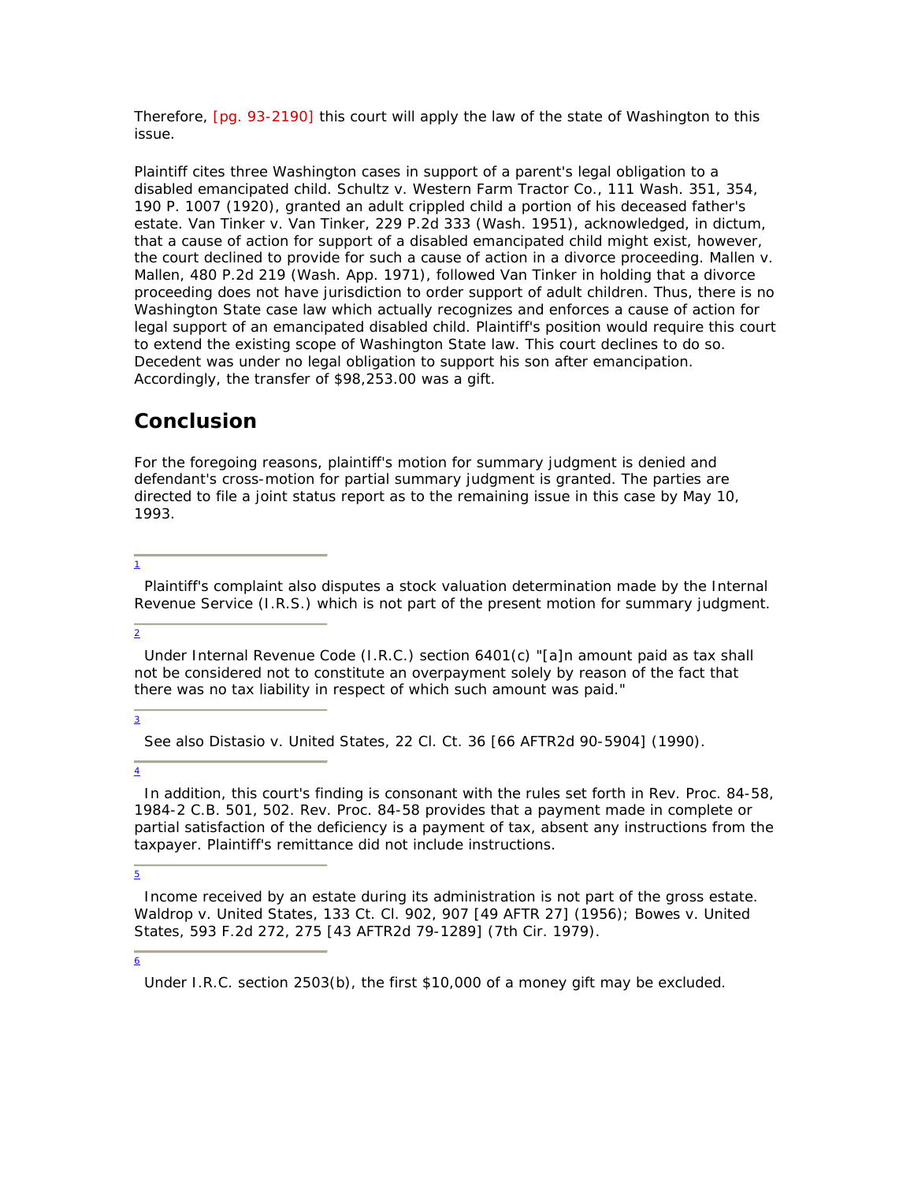Therefore, [pg. 93-2190] this court will apply the law of the state of Washington to this issue.

Plaintiff cites three Washington cases in support of a parent's legal obligation to a disabled emancipated child. Schultz v. Western Farm Tractor Co., 111 Wash. 351, 354, 190 P. 1007 (1920), granted an adult crippled child a portion of his deceased father's estate. Van Tinker v. Van Tinker, 229 P.2d 333 (Wash. 1951), acknowledged, in dictum, that a cause of action for support of a disabled emancipated child might exist, however, the court declined to provide for such a cause of action in a divorce proceeding. Mallen v. Mallen, 480 P.2d 219 (Wash. App. 1971), followed Van Tinker in holding that a divorce proceeding does not have jurisdiction to order support of adult children. Thus, there is no Washington State case law which actually recognizes and enforces a cause of action for legal support of an emancipated disabled child. Plaintiff's position would require this court to extend the existing scope of Washington State law. This court declines to do so. Decedent was under no legal obligation to support his son after emancipation. Accordingly, the transfer of $98,253.00 was a gift.

## Conclusion

For the foregoing reasons, plaintiff's motion for summary judgment is denied and defendant's cross-motion for partial summary judgment is granted. The parties are directed to file a joint status report as to the remaining issue in this case by May 10, 1993.

---

1

Plaintiff's complaint also disputes a stock valuation determination made by the Internal Revenue Service (I.R.S.) which is not part of the present motion for summary judgment.

---

2

Under Internal Revenue Code (I.R.C.) section 6401(c) "[a]n amount paid as tax shall not be considered not to constitute an overpayment solely by reason of the fact that there was no tax liability in respect of which such amount was paid."

---

3

See also Distasio v. United States, 22 Cl. Ct. 36 [66 AFTR2d 90-5904] (1990).

---

4

In addition, this court's finding is consonant with the rules set forth in Rev. Proc. 84-58, 1984-2 C.B. 501, 502. Rev. Proc. 84-58 provides that a payment made in complete or partial satisfaction of the deficiency is a payment of tax, absent any instructions from the taxpayer. Plaintiff's remittance did not include instructions.

---

5

Income received by an estate during its administration is not part of the gross estate. Waldrop v. United States, 133 Ct. Cl. 902, 907 [49 AFTR 27] (1956); Bowes v. United States, 593 F.2d 272, 275 [43 AFTR2d 79-1289] (7th Cir. 1979).

---

6

Under I.R.C. section 2503(b), the first $10,000 of a money gift may be excluded.